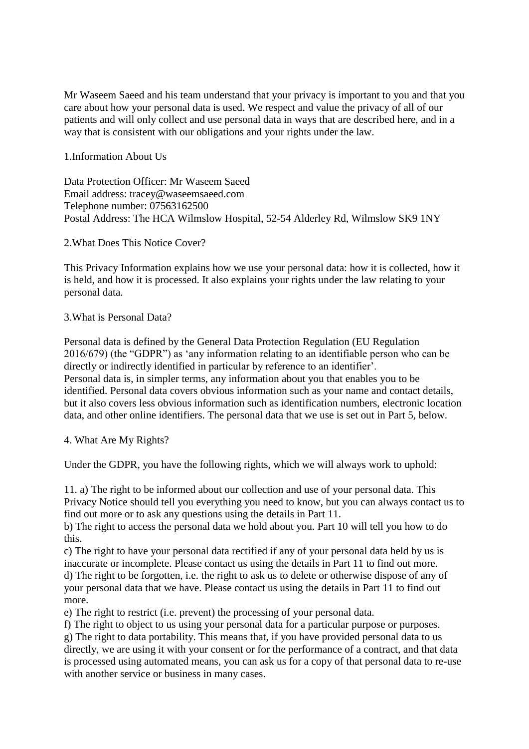Mr Waseem Saeed and his team understand that your privacy is important to you and that you care about how your personal data is used. We respect and value the privacy of all of our patients and will only collect and use personal data in ways that are described here, and in a way that is consistent with our obligations and your rights under the law.

## 1.Information About Us

Data Protection Officer: Mr Waseem Saeed
Email address: tracey@waseemsaeed.com
Telephone number: 07563162500
Postal Address: The HCA Wilmslow Hospital, 52-54 Alderley Rd, Wilmslow SK9 1NY

## 2.What Does This Notice Cover?

This Privacy Information explains how we use your personal data: how it is collected, how it is held, and how it is processed. It also explains your rights under the law relating to your personal data.

## 3.What is Personal Data?

Personal data is defined by the General Data Protection Regulation (EU Regulation 2016/679) (the "GDPR") as 'any information relating to an identifiable person who can be directly or indirectly identified in particular by reference to an identifier'.
Personal data is, in simpler terms, any information about you that enables you to be identified. Personal data covers obvious information such as your name and contact details, but it also covers less obvious information such as identification numbers, electronic location data, and other online identifiers. The personal data that we use is set out in Part 5, below.

## 4. What Are My Rights?

Under the GDPR, you have the following rights, which we will always work to uphold:

11. a) The right to be informed about our collection and use of your personal data. This Privacy Notice should tell you everything you need to know, but you can always contact us to find out more or to ask any questions using the details in Part 11.
b) The right to access the personal data we hold about you. Part 10 will tell you how to do this.
c) The right to have your personal data rectified if any of your personal data held by us is inaccurate or incomplete. Please contact us using the details in Part 11 to find out more.
d) The right to be forgotten, i.e. the right to ask us to delete or otherwise dispose of any of your personal data that we have. Please contact us using the details in Part 11 to find out more.
e) The right to restrict (i.e. prevent) the processing of your personal data.
f) The right to object to us using your personal data for a particular purpose or purposes.
g) The right to data portability. This means that, if you have provided personal data to us directly, we are using it with your consent or for the performance of a contract, and that data is processed using automated means, you can ask us for a copy of that personal data to re-use with another service or business in many cases.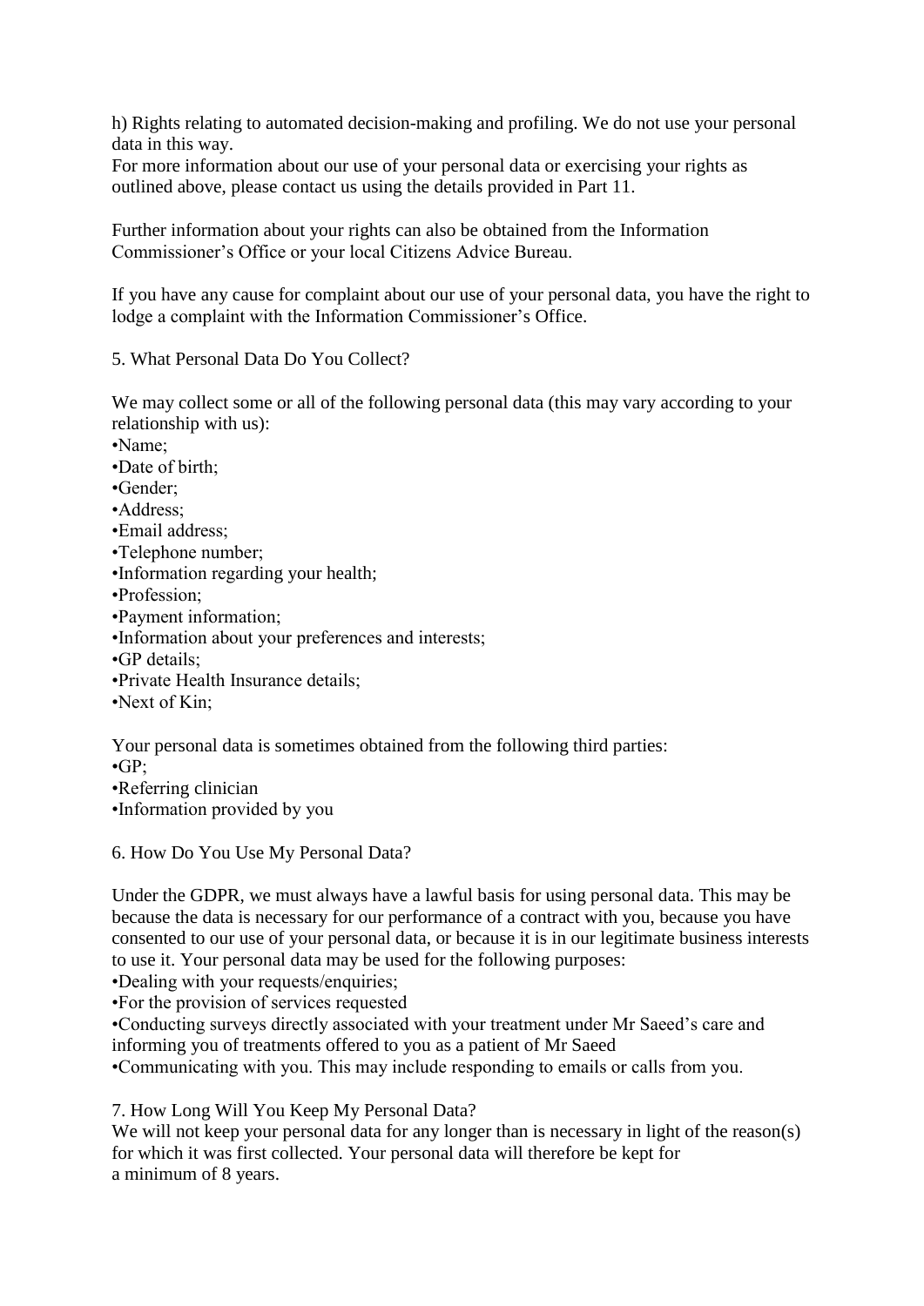h) Rights relating to automated decision-making and profiling. We do not use your personal data in this way.
For more information about our use of your personal data or exercising your rights as outlined above, please contact us using the details provided in Part 11.

Further information about your rights can also be obtained from the Information Commissioner's Office or your local Citizens Advice Bureau.

If you have any cause for complaint about our use of your personal data, you have the right to lodge a complaint with the Information Commissioner's Office.

## 5. What Personal Data Do You Collect?

We may collect some or all of the following personal data (this may vary according to your relationship with us):

- Name;
- Date of birth;
- Gender;
- Address;
- Email address;
- Telephone number;
- Information regarding your health;
- Profession;
- Payment information;
- Information about your preferences and interests;
- GP details;
- Private Health Insurance details;
- Next of Kin;

Your personal data is sometimes obtained from the following third parties:

- GP;
- Referring clinician
- Information provided by you

## 6. How Do You Use My Personal Data?

Under the GDPR, we must always have a lawful basis for using personal data. This may be because the data is necessary for our performance of a contract with you, because you have consented to our use of your personal data, or because it is in our legitimate business interests to use it. Your personal data may be used for the following purposes:

- Dealing with your requests/enquiries;
- For the provision of services requested
- Conducting surveys directly associated with your treatment under Mr Saeed's care and informing you of treatments offered to you as a patient of Mr Saeed
- Communicating with you. This may include responding to emails or calls from you.

## 7. How Long Will You Keep My Personal Data?

We will not keep your personal data for any longer than is necessary in light of the reason(s) for which it was first collected. Your personal data will therefore be kept for a minimum of 8 years.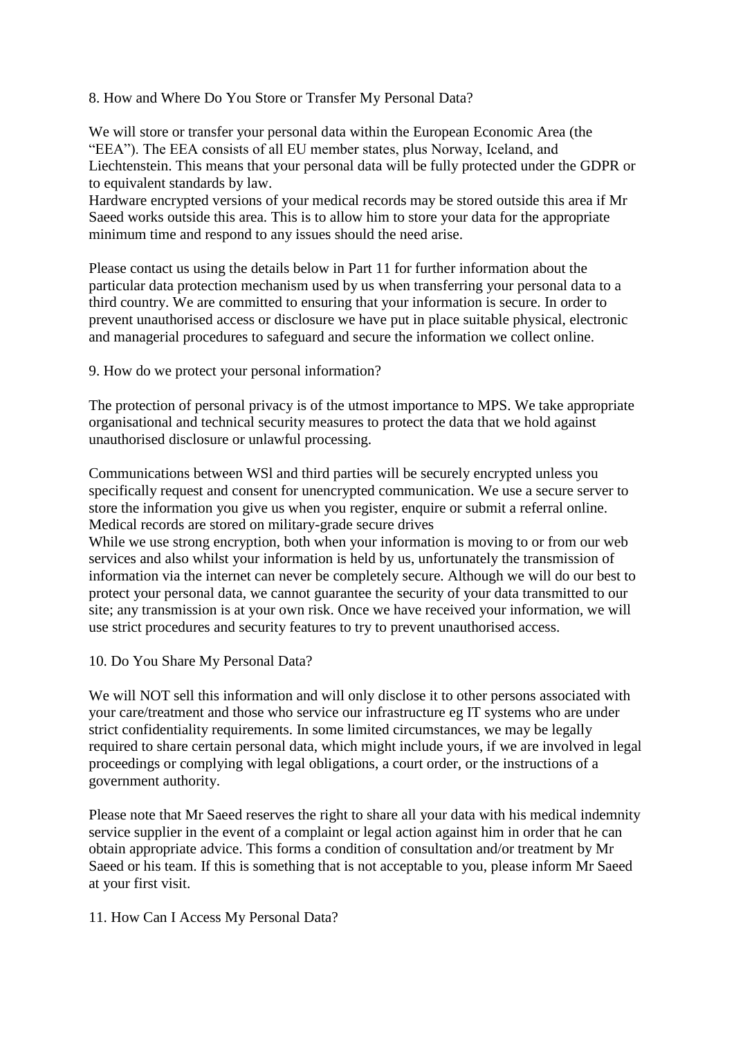8. How and Where Do You Store or Transfer My Personal Data?

We will store or transfer your personal data within the European Economic Area (the "EEA"). The EEA consists of all EU member states, plus Norway, Iceland, and Liechtenstein. This means that your personal data will be fully protected under the GDPR or to equivalent standards by law.
Hardware encrypted versions of your medical records may be stored outside this area if Mr Saeed works outside this area. This is to allow him to store your data for the appropriate minimum time and respond to any issues should the need arise.

Please contact us using the details below in Part 11 for further information about the particular data protection mechanism used by us when transferring your personal data to a third country. We are committed to ensuring that your information is secure. In order to prevent unauthorised access or disclosure we have put in place suitable physical, electronic and managerial procedures to safeguard and secure the information we collect online.

9. How do we protect your personal information?

The protection of personal privacy is of the utmost importance to MPS. We take appropriate organisational and technical security measures to protect the data that we hold against unauthorised disclosure or unlawful processing.

Communications between WSl and third parties will be securely encrypted unless you specifically request and consent for unencrypted communication. We use a secure server to store the information you give us when you register, enquire or submit a referral online. Medical records are stored on military-grade secure drives
While we use strong encryption, both when your information is moving to or from our web services and also whilst your information is held by us, unfortunately the transmission of information via the internet can never be completely secure. Although we will do our best to protect your personal data, we cannot guarantee the security of your data transmitted to our site; any transmission is at your own risk. Once we have received your information, we will use strict procedures and security features to try to prevent unauthorised access.

10. Do You Share My Personal Data?

We will NOT sell this information and will only disclose it to other persons associated with your care/treatment and those who service our infrastructure eg IT systems who are under strict confidentiality requirements. In some limited circumstances, we may be legally required to share certain personal data, which might include yours, if we are involved in legal proceedings or complying with legal obligations, a court order, or the instructions of a government authority.

Please note that Mr Saeed reserves the right to share all your data with his medical indemnity service supplier in the event of a complaint or legal action against him in order that he can obtain appropriate advice. This forms a condition of consultation and/or treatment by Mr Saeed or his team. If this is something that is not acceptable to you, please inform Mr Saeed at your first visit.

11. How Can I Access My Personal Data?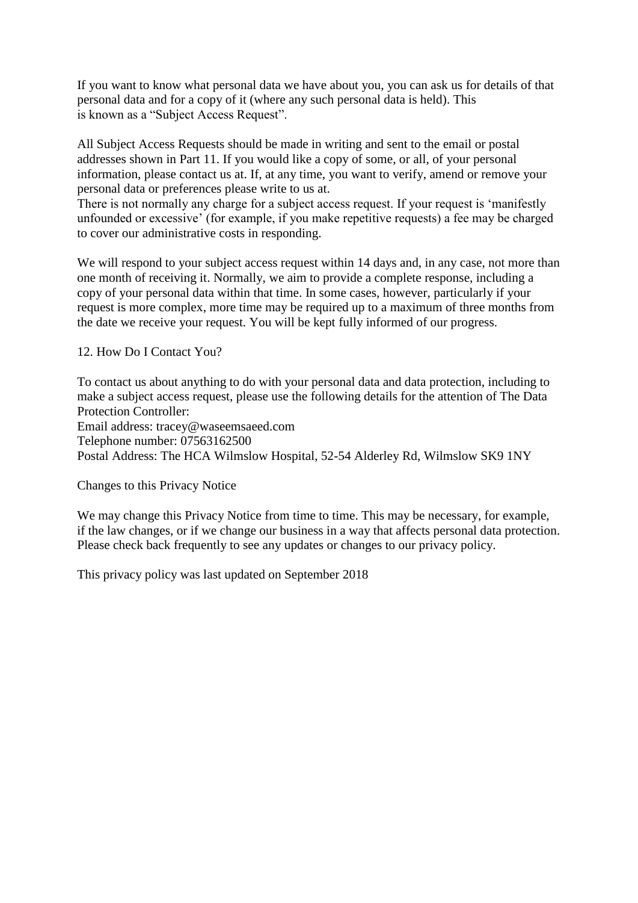If you want to know what personal data we have about you, you can ask us for details of that personal data and for a copy of it (where any such personal data is held). This is known as a "Subject Access Request".

All Subject Access Requests should be made in writing and sent to the email or postal addresses shown in Part 11. If you would like a copy of some, or all, of your personal information, please contact us at. If, at any time, you want to verify, amend or remove your personal data or preferences please write to us at.
There is not normally any charge for a subject access request. If your request is 'manifestly unfounded or excessive' (for example, if you make repetitive requests) a fee may be charged to cover our administrative costs in responding.

We will respond to your subject access request within 14 days and, in any case, not more than one month of receiving it. Normally, we aim to provide a complete response, including a copy of your personal data within that time. In some cases, however, particularly if your request is more complex, more time may be required up to a maximum of three months from the date we receive your request. You will be kept fully informed of our progress.

## 12. How Do I Contact You?

To contact us about anything to do with your personal data and data protection, including to make a subject access request, please use the following details for the attention of The Data Protection Controller:
Email address: tracey@waseemsaeed.com
Telephone number: 07563162500
Postal Address: The HCA Wilmslow Hospital, 52-54 Alderley Rd, Wilmslow SK9 1NY

## Changes to this Privacy Notice

We may change this Privacy Notice from time to time. This may be necessary, for example, if the law changes, or if we change our business in a way that affects personal data protection. Please check back frequently to see any updates or changes to our privacy policy.

This privacy policy was last updated on September 2018